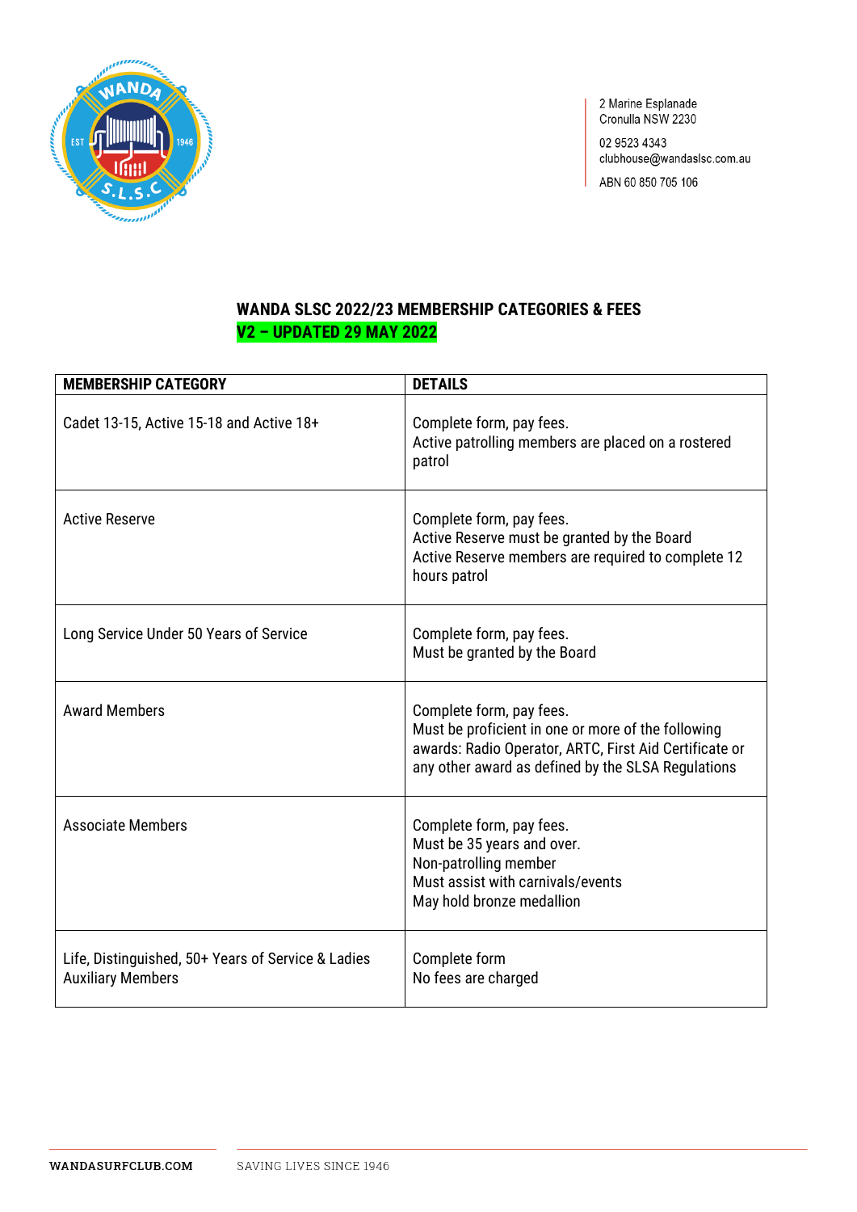2 Marine Esplanade
Cronulla NSW 2230

02 9523 4343
clubhouse@wandaslsc.com.au

ABN 60 850 705 106

# WANDA SLSC 2022/23 MEMBERSHIP CATEGORIES & FEES

**V2 – UPDATED 29 MAY 2022**

| MEMBERSHIP CATEGORY | DETAILS |
|---|---|
| Cadet 13-15, Active 15-18 and Active 18+ | Complete form, pay fees.<br>Active patrolling members are placed on a rostered patrol |
| Active Reserve | Complete form, pay fees.<br>Active Reserve must be granted by the Board<br>Active Reserve members are required to complete 12 hours patrol |
| Long Service Under 50 Years of Service | Complete form, pay fees.<br>Must be granted by the Board |
| Award Members | Complete form, pay fees.<br>Must be proficient in one or more of the following awards: Radio Operator, ARTC, First Aid Certificate or any other award as defined by the SLSA Regulations |
| Associate Members | Complete form, pay fees.<br>Must be 35 years and over.<br>Non-patrolling member<br>Must assist with carnivals/events<br>May hold bronze medallion |
| Life, Distinguished, 50+ Years of Service & Ladies Auxiliary Members | Complete form<br>No fees are charged |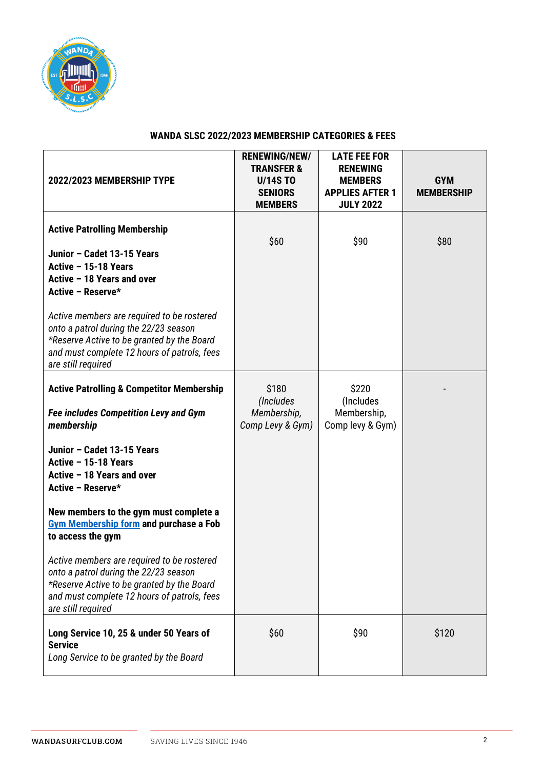## WANDA SLSC 2022/2023 MEMBERSHIP CATEGORIES & FEES

| 2022/2023 MEMBERSHIP TYPE | RENEWING/NEW/ TRANSFER & U/14S TO SENIORS MEMBERS | LATE FEE FOR RENEWING MEMBERS APPLIES AFTER 1 JULY 2022 | GYM MEMBERSHIP |
|---|---|---|---|
| **Active Patrolling Membership**<br><br>**Junior – Cadet 13-15 Years**<br>**Active – 15-18 Years**<br>**Active – 18 Years and over**<br>**Active – Reserve***<br><br>*Active members are required to be rostered onto a patrol during the 22/23 season*<br>*\*Reserve Active to be granted by the Board and must complete 12 hours of patrols, fees are still required* | $60 | $90 | $80 |
| **Active Patrolling & Competitor Membership**<br><br>***Fee includes Competition Levy and Gym membership***<br><br>**Junior – Cadet 13-15 Years**<br>**Active – 15-18 Years**<br>**Active – 18 Years and over**<br>**Active – Reserve***<br><br>**New members to the gym must complete a [Gym Membership form] and purchase a Fob to access the gym**<br><br>*Active members are required to be rostered onto a patrol during the 22/23 season*<br>*\*Reserve Active to be granted by the Board and must complete 12 hours of patrols, fees are still required* | $180 *(Includes Membership, Comp Levy & Gym)* | $220 (Includes Membership, Comp levy & Gym) | - |
| **Long Service 10, 25 & under 50 Years of Service**<br>*Long Service to be granted by the Board* | $60 | $90 | $120 |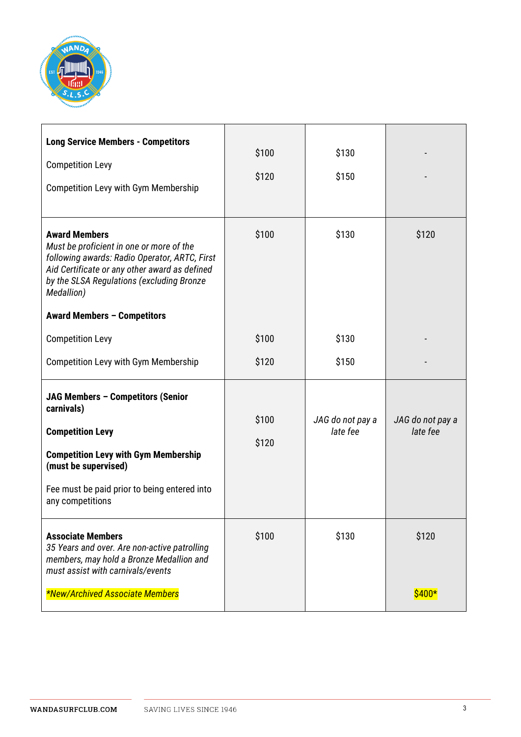| | | | |
|---|---|---|---|
| **Long Service Members - Competitors**<br><br>Competition Levy<br><br>Competition Levy with Gym Membership | $100<br><br>$120 | $130<br><br>$150 | -<br><br>- |
| **Award Members**<br>*Must be proficient in one or more of the following awards: Radio Operator, ARTC, First Aid Certificate or any other award as defined by the SLSA Regulations (excluding Bronze Medallion)*<br><br>**Award Members – Competitors**<br><br>Competition Levy<br><br>Competition Levy with Gym Membership | $100<br><br><br><br>$100<br><br>$120 | $130<br><br><br><br>$130<br><br>$150 | $120<br><br><br><br>-<br><br>- |
| **JAG Members – Competitors (Senior carnivals)**<br><br>**Competition Levy**<br><br>**Competition Levy with Gym Membership (must be supervised)**<br><br>Fee must be paid prior to being entered into any competitions | $100<br><br>$120 | *JAG do not pay a late fee* | *JAG do not pay a late fee* |
| **Associate Members**<br>*35 Years and over. Are non-active patrolling members, may hold a Bronze Medallion and must assist with carnivals/events*<br><br>*\*New/Archived Associate Members* | $100 | $130 | $120<br><br><br><br>$400* |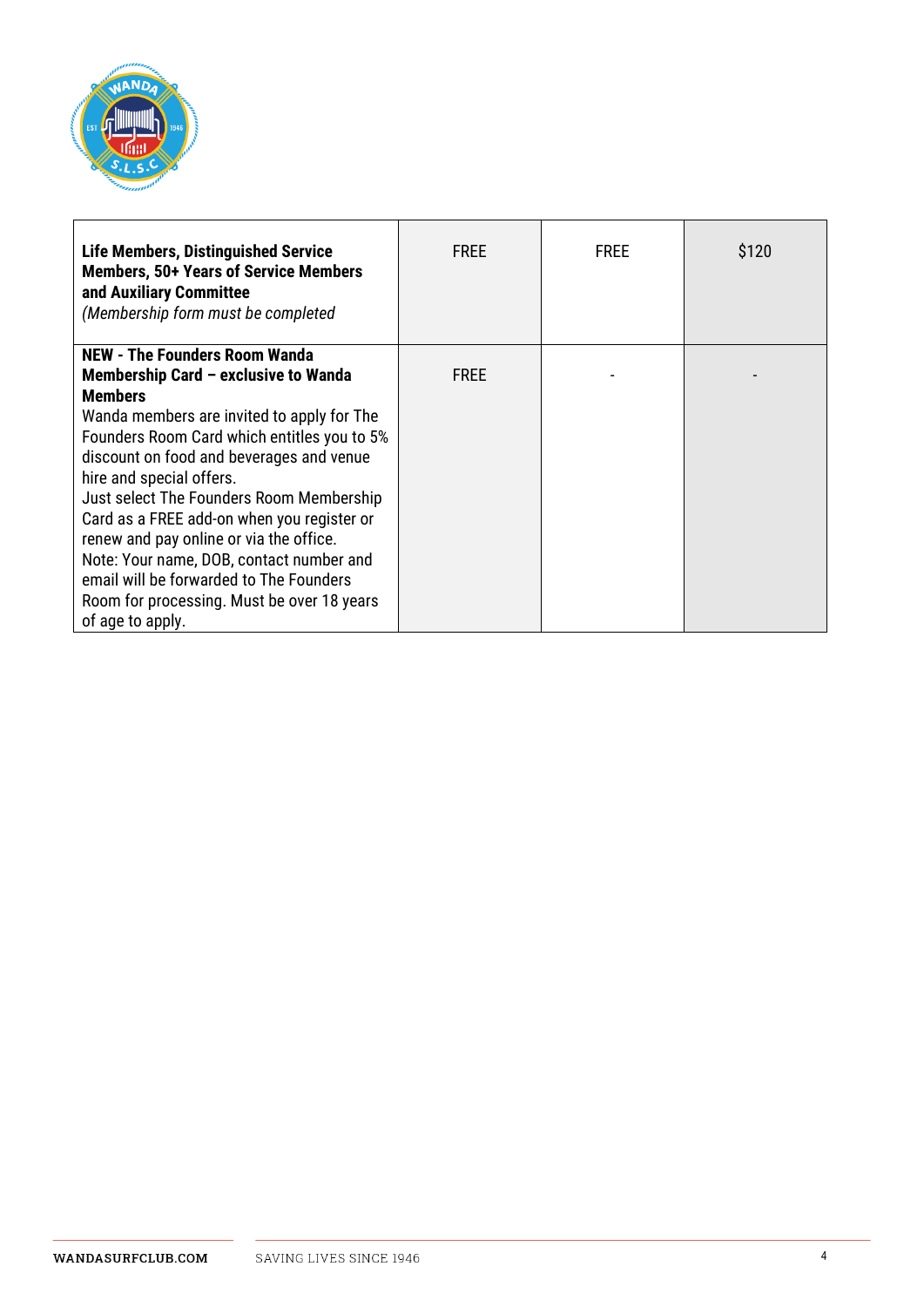| | | | |
|---|---|---|---|
| **Life Members, Distinguished Service Members, 50+ Years of Service Members and Auxiliary Committee** *(Membership form must be completed* | FREE | FREE | $120 |
| **NEW - The Founders Room Wanda Membership Card – exclusive to Wanda Members** Wanda members are invited to apply for The Founders Room Card which entitles you to 5% discount on food and beverages and venue hire and special offers. Just select The Founders Room Membership Card as a FREE add-on when you register or renew and pay online or via the office. Note: Your name, DOB, contact number and email will be forwarded to The Founders Room for processing. Must be over 18 years of age to apply. | FREE | - | - |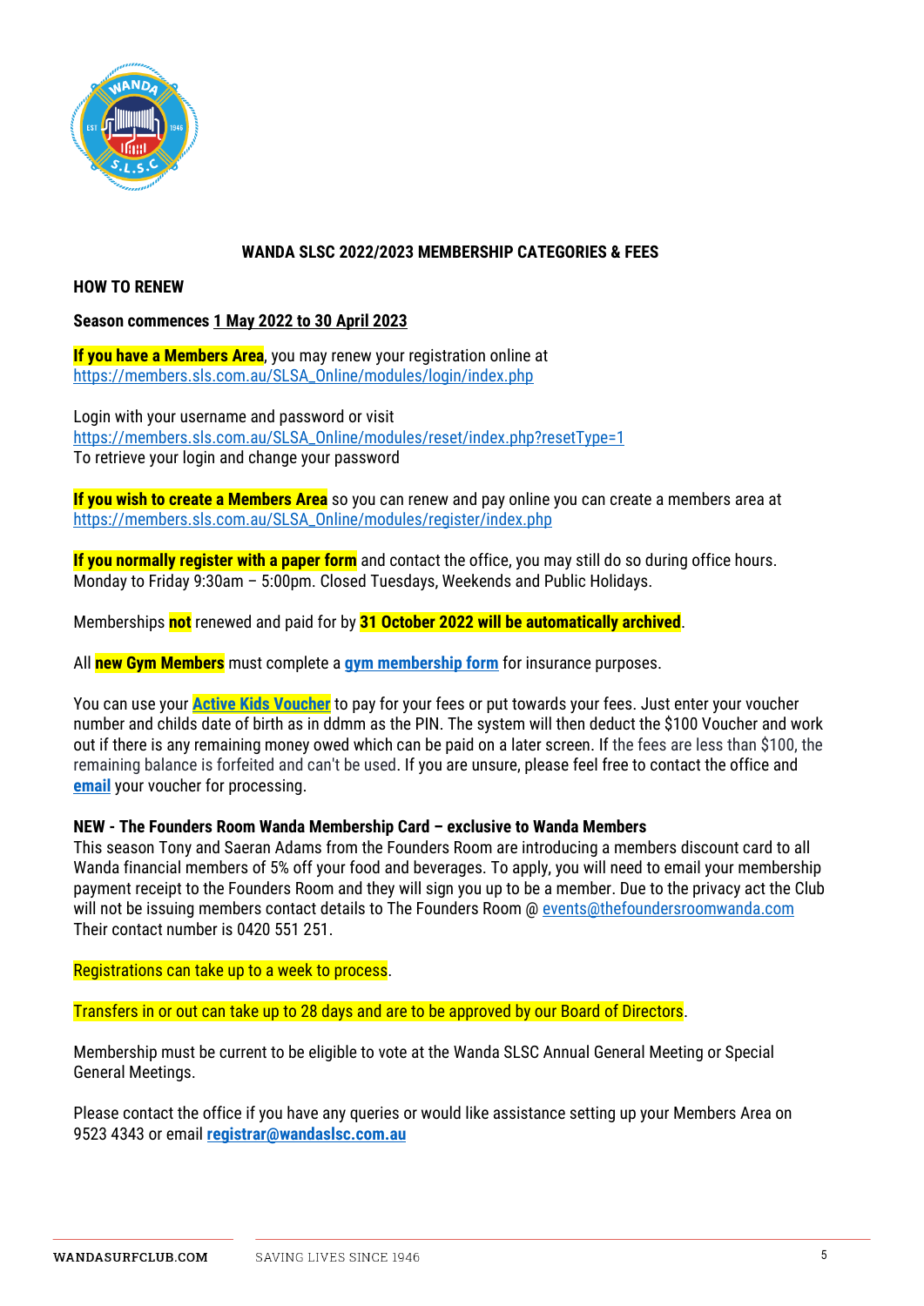## WANDA SLSC 2022/2023 MEMBERSHIP CATEGORIES & FEES

**HOW TO RENEW**

**Season commences 1 May 2022 to 30 April 2023**

**If you have a Members Area**, you may renew your registration online at https://members.sls.com.au/SLSA_Online/modules/login/index.php

Login with your username and password or visit https://members.sls.com.au/SLSA_Online/modules/reset/index.php?resetType=1
To retrieve your login and change your password

**If you wish to create a Members Area** so you can renew and pay online you can create a members area at https://members.sls.com.au/SLSA_Online/modules/register/index.php

**If you normally register with a paper form** and contact the office, you may still do so during office hours. Monday to Friday 9:30am – 5:00pm. Closed Tuesdays, Weekends and Public Holidays.

Memberships **not** renewed and paid for by **31 October 2022 will be automatically archived**.

All **new Gym Members** must complete a **gym membership form** for insurance purposes.

You can use your **Active Kids Voucher** to pay for your fees or put towards your fees. Just enter your voucher number and childs date of birth as in ddmm as the PIN. The system will then deduct the $100 Voucher and work out if there is any remaining money owed which can be paid on a later screen. If the fees are less than $100, the remaining balance is forfeited and can't be used. If you are unsure, please feel free to contact the office and **email** your voucher for processing.

**NEW - The Founders Room Wanda Membership Card – exclusive to Wanda Members**
This season Tony and Saeran Adams from the Founders Room are introducing a members discount card to all Wanda financial members of 5% off your food and beverages. To apply, you will need to email your membership payment receipt to the Founders Room and they will sign you up to be a member. Due to the privacy act the Club will not be issuing members contact details to The Founders Room @ events@thefoundersroomwanda.com
Their contact number is 0420 551 251.

Registrations can take up to a week to process.

Transfers in or out can take up to 28 days and are to be approved by our Board of Directors.

Membership must be current to be eligible to vote at the Wanda SLSC Annual General Meeting or Special General Meetings.

Please contact the office if you have any queries or would like assistance setting up your Members Area on 9523 4343 or email **registrar@wandaslsc.com.au**